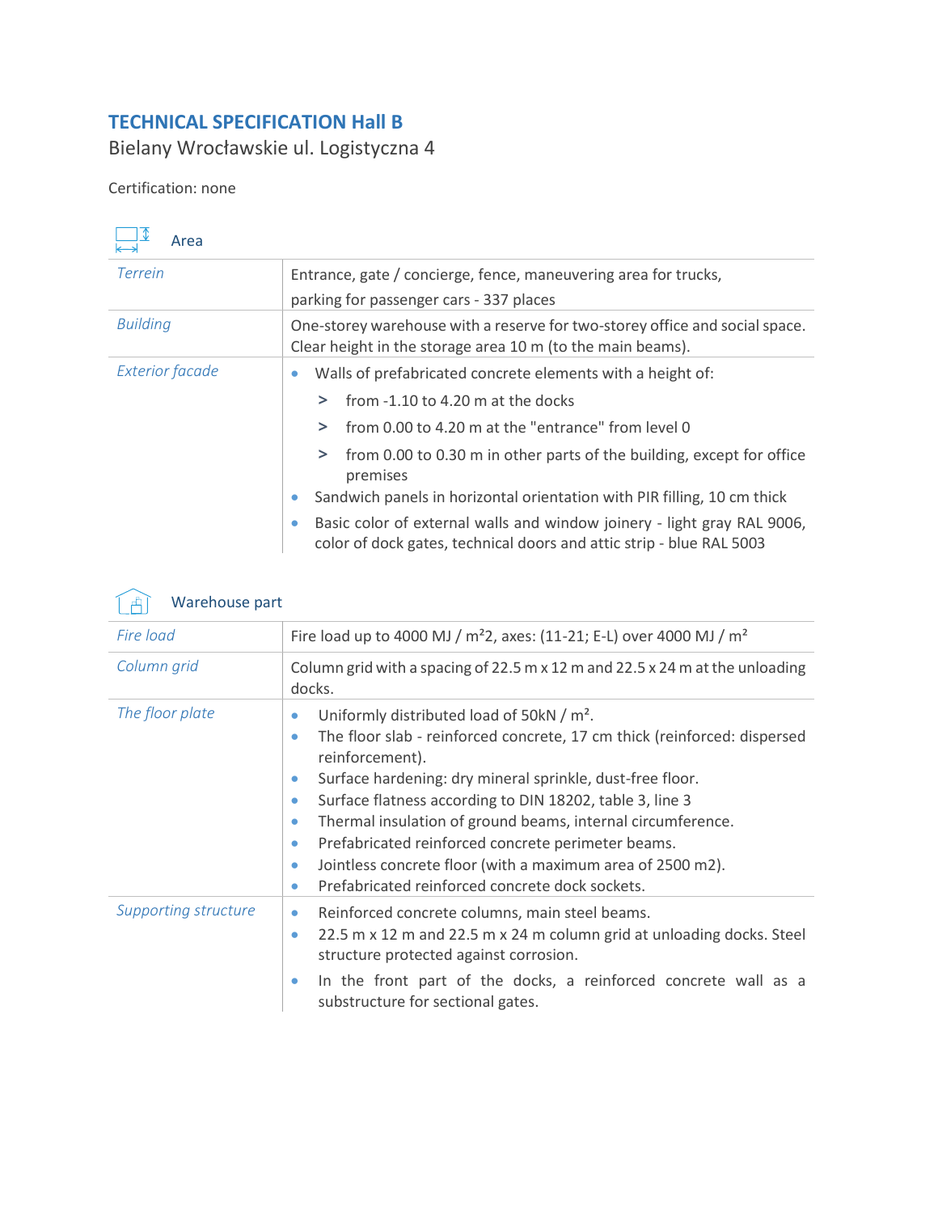# TECHNICAL SPECIFICATION Hall B

Bielany Wrocławskie ul. Logistyczna 4

Certification: none

## Area

| | |
|---|---|
| *Terrein* | Entrance, gate / concierge, fence, maneuvering area for trucks, parking for passenger cars - 337 places |
| *Building* | One-storey warehouse with a reserve for two-storey office and social space. Clear height in the storage area 10 m (to the main beams). |
| *Exterior facade* | • Walls of prefabricated concrete elements with a height of:<br>> from -1.10 to 4.20 m at the docks<br>> from 0.00 to 4.20 m at the "entrance" from level 0<br>> from 0.00 to 0.30 m in other parts of the building, except for office premises<br>• Sandwich panels in horizontal orientation with PIR filling, 10 cm thick<br>• Basic color of external walls and window joinery - light gray RAL 9006, color of dock gates, technical doors and attic strip - blue RAL 5003 |

## Warehouse part

| | |
|---|---|
| *Fire load* | Fire load up to 4000 MJ / m²2, axes: (11-21; E-L) over 4000 MJ / m² |
| *Column grid* | Column grid with a spacing of 22.5 m x 12 m and 22.5 x 24 m at the unloading docks. |
| *The floor plate* | • Uniformly distributed load of 50kN / m².<br>• The floor slab - reinforced concrete, 17 cm thick (reinforced: dispersed reinforcement).<br>• Surface hardening: dry mineral sprinkle, dust-free floor.<br>• Surface flatness according to DIN 18202, table 3, line 3<br>• Thermal insulation of ground beams, internal circumference.<br>• Prefabricated reinforced concrete perimeter beams.<br>• Jointless concrete floor (with a maximum area of 2500 m2).<br>• Prefabricated reinforced concrete dock sockets. |
| *Supporting structure* | • Reinforced concrete columns, main steel beams.<br>• 22.5 m x 12 m and 22.5 m x 24 m column grid at unloading docks. Steel structure protected against corrosion.<br>• In the front part of the docks, a reinforced concrete wall as a substructure for sectional gates. |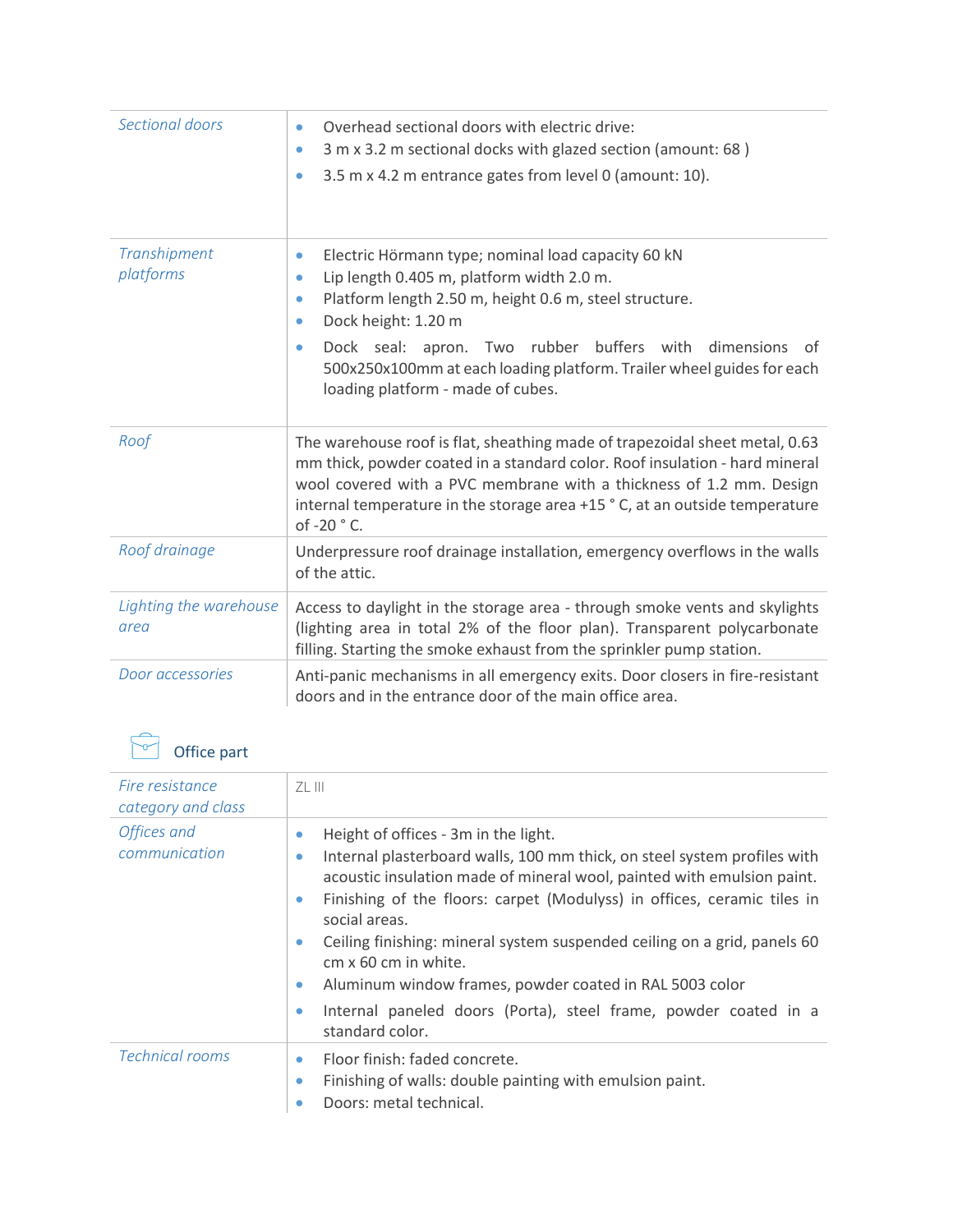| | |
|---|---|
| *Sectional doors* | • Overhead sectional doors with electric drive:<br>• 3 m x 3.2 m sectional docks with glazed section (amount: 68 )<br>• 3.5 m x 4.2 m entrance gates from level 0 (amount: 10). |
| *Transhipment platforms* | • Electric Hörmann type; nominal load capacity 60 kN<br>• Lip length 0.405 m, platform width 2.0 m.<br>• Platform length 2.50 m, height 0.6 m, steel structure.<br>• Dock height: 1.20 m<br>• Dock seal: apron. Two rubber buffers with dimensions of 500x250x100mm at each loading platform. Trailer wheel guides for each loading platform - made of cubes. |
| *Roof* | The warehouse roof is flat, sheathing made of trapezoidal sheet metal, 0.63 mm thick, powder coated in a standard color. Roof insulation - hard mineral wool covered with a PVC membrane with a thickness of 1.2 mm. Design internal temperature in the storage area +15 ° C, at an outside temperature of -20 ° C. |
| *Roof drainage* | Underpressure roof drainage installation, emergency overflows in the walls of the attic. |
| *Lighting the warehouse area* | Access to daylight in the storage area - through smoke vents and skylights (lighting area in total 2% of the floor plan). Transparent polycarbonate filling. Starting the smoke exhaust from the sprinkler pump station. |
| *Door accessories* | Anti-panic mechanisms in all emergency exits. Door closers in fire-resistant doors and in the entrance door of the main office area. |

## Office part

| | |
|---|---|
| *Fire resistance category and class* | ZL III |
| *Offices and communication* | • Height of offices - 3m in the light.<br>• Internal plasterboard walls, 100 mm thick, on steel system profiles with acoustic insulation made of mineral wool, painted with emulsion paint.<br>• Finishing of the floors: carpet (Modulyss) in offices, ceramic tiles in social areas.<br>• Ceiling finishing: mineral system suspended ceiling on a grid, panels 60 cm x 60 cm in white.<br>• Aluminum window frames, powder coated in RAL 5003 color<br>• Internal paneled doors (Porta), steel frame, powder coated in a standard color. |
| *Technical rooms* | • Floor finish: faded concrete.<br>• Finishing of walls: double painting with emulsion paint.<br>• Doors: metal technical. |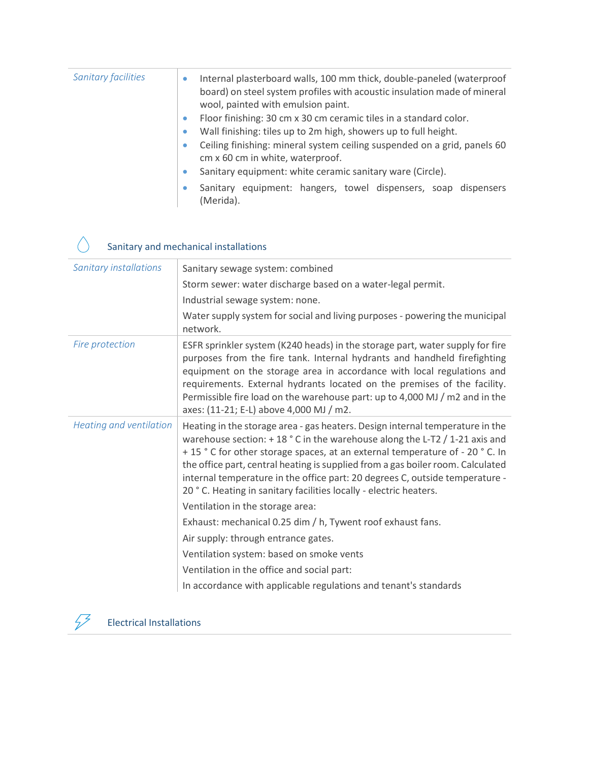| | |
|---|---|
| *Sanitary facilities* | • Internal plasterboard walls, 100 mm thick, double-paneled (waterproof board) on steel system profiles with acoustic insulation made of mineral wool, painted with emulsion paint.<br>• Floor finishing: 30 cm x 30 cm ceramic tiles in a standard color.<br>• Wall finishing: tiles up to 2m high, showers up to full height.<br>• Ceiling finishing: mineral system ceiling suspended on a grid, panels 60 cm x 60 cm in white, waterproof.<br>• Sanitary equipment: white ceramic sanitary ware (Circle).<br>• Sanitary equipment: hangers, towel dispensers, soap dispensers (Merida). |

## Sanitary and mechanical installations

| | |
|---|---|
| *Sanitary installations* | Sanitary sewage system: combined<br>Storm sewer: water discharge based on a water-legal permit.<br>Industrial sewage system: none.<br>Water supply system for social and living purposes - powering the municipal network. |
| *Fire protection* | ESFR sprinkler system (K240 heads) in the storage part, water supply for fire purposes from the fire tank. Internal hydrants and handheld firefighting equipment on the storage area in accordance with local regulations and requirements. External hydrants located on the premises of the facility. Permissible fire load on the warehouse part: up to 4,000 MJ / m2 and in the axes: (11-21; E-L) above 4,000 MJ / m2. |
| *Heating and ventilation* | Heating in the storage area - gas heaters. Design internal temperature in the warehouse section: + 18 ° C in the warehouse along the L-T2 / 1-21 axis and + 15 ° C for other storage spaces, at an external temperature of - 20 ° C. In the office part, central heating is supplied from a gas boiler room. Calculated internal temperature in the office part: 20 degrees C, outside temperature - 20 ° C. Heating in sanitary facilities locally - electric heaters.<br>Ventilation in the storage area:<br>Exhaust: mechanical 0.25 dim / h, Tywent roof exhaust fans.<br>Air supply: through entrance gates.<br>Ventilation system: based on smoke vents<br>Ventilation in the office and social part:<br>In accordance with applicable regulations and tenant's standards |

## Electrical Installations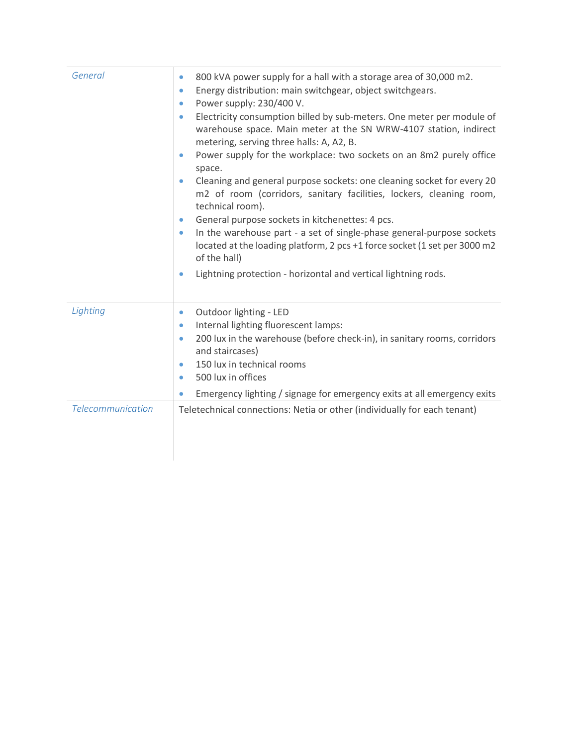| | |
|---|---|
| *General* | • 800 kVA power supply for a hall with a storage area of 30,000 m2.<br>• Energy distribution: main switchgear, object switchgears.<br>• Power supply: 230/400 V.<br>• Electricity consumption billed by sub-meters. One meter per module of warehouse space. Main meter at the SN WRW-4107 station, indirect metering, serving three halls: A, A2, B.<br>• Power supply for the workplace: two sockets on an 8m2 purely office space.<br>• Cleaning and general purpose sockets: one cleaning socket for every 20 m2 of room (corridors, sanitary facilities, lockers, cleaning room, technical room).<br>• General purpose sockets in kitchenettes: 4 pcs.<br>• In the warehouse part - a set of single-phase general-purpose sockets located at the loading platform, 2 pcs +1 force socket (1 set per 3000 m2 of the hall)<br>• Lightning protection - horizontal and vertical lightning rods. |
| *Lighting* | • Outdoor lighting - LED<br>• Internal lighting fluorescent lamps:<br>• 200 lux in the warehouse (before check-in), in sanitary rooms, corridors and staircases)<br>• 150 lux in technical rooms<br>• 500 lux in offices<br>• Emergency lighting / signage for emergency exits at all emergency exits |
| *Telecommunication* | Teletechnical connections: Netia or other (individually for each tenant) |